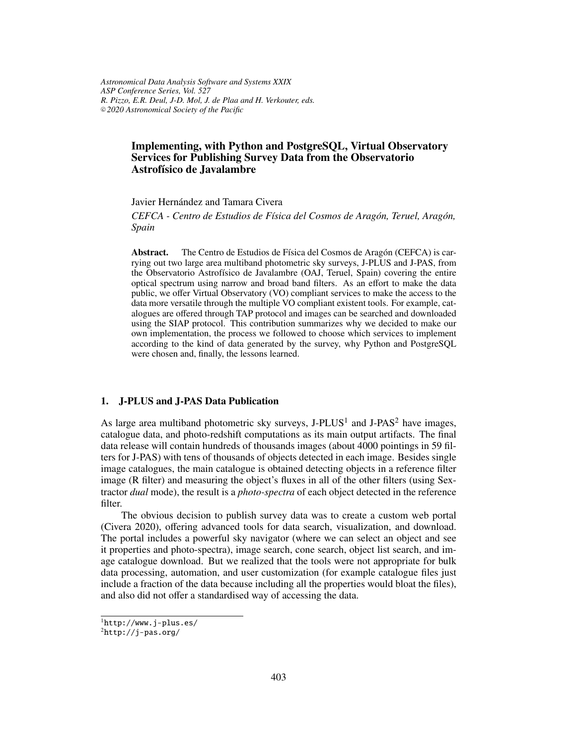# Implementing, with Python and PostgreSQL, Virtual Observatory Services for Publishing Survey Data from the Observatorio Astrofísico de Javalambre

Javier Hernández and Tamara Civera

*CEFCA - Centro de Estudios de Física del Cosmos de Aragón, Teruel, Aragón, Spain*

**Abstract.** The Centro de Estudios de Física del Cosmos de Aragón (CEFCA) is carrying out two large area multiband photometric sky surveys, J-PLUS and J-PAS, from the Observatorio Astrofísico de Javalambre (OAJ, Teruel, Spain) covering the entire optical spectrum using narrow and broad band filters. As an effort to make the data public, we offer Virtual Observatory (VO) compliant services to make the access to the data more versatile through the multiple VO compliant existent tools. For example, catalogues are offered through TAP protocol and images can be searched and downloaded using the SIAP protocol. This contribution summarizes why we decided to make our own implementation, the process we followed to choose which services to implement according to the kind of data generated by the survey, why Python and PostgreSQL were chosen and, finally, the lessons learned.

## 1. J-PLUS and J-PAS Data Publication

As large area multiband photometric sky surveys, J-PLUS[1] and J-PAS[2] have images, catalogue data, and photo-redshift computations as its main output artifacts. The final data release will contain hundreds of thousands images (about 4000 pointings in 59 filters for J-PAS) with tens of thousands of objects detected in each image. Besides single image catalogues, the main catalogue is obtained detecting objects in a reference filter image (R filter) and measuring the object's fluxes in all of the other filters (using Sextractor *dual* mode), the result is a *photo-spectra* of each object detected in the reference filter.

The obvious decision to publish survey data was to create a custom web portal (Civera 2020), offering advanced tools for data search, visualization, and download. The portal includes a powerful sky navigator (where we can select an object and see it properties and photo-spectra), image search, cone search, object list search, and image catalogue download. But we realized that the tools were not appropriate for bulk data processing, automation, and user customization (for example catalogue files just include a fraction of the data because including all the properties would bloat the files), and also did not offer a standardised way of accessing the data.

[1] http://www.j-plus.es/

[2] http://j-pas.org/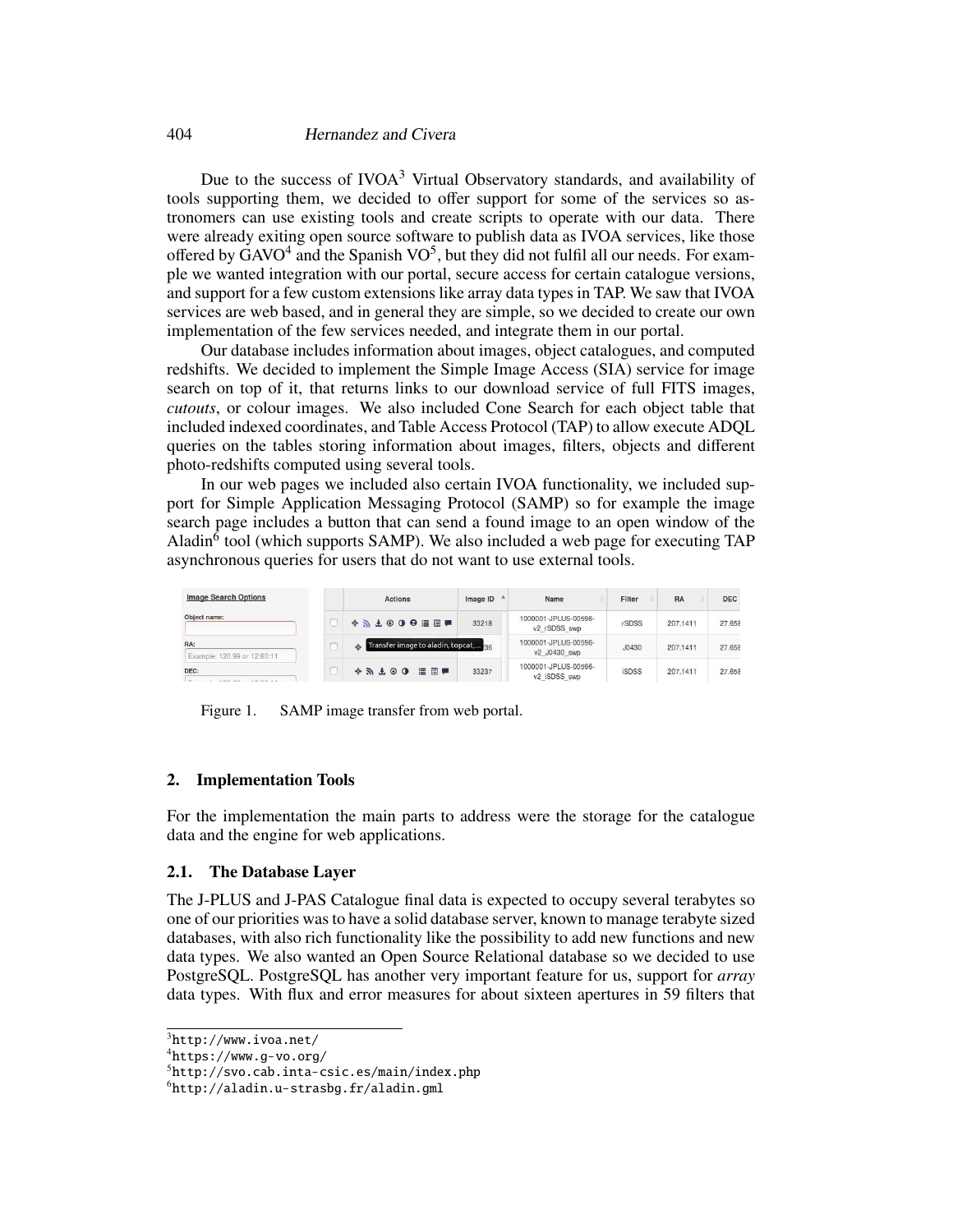Due to the success of IVOA[3] Virtual Observatory standards, and availability of tools supporting them, we decided to offer support for some of the services so astronomers can use existing tools and create scripts to operate with our data. There were already exiting open source software to publish data as IVOA services, like those offered by GAVO[4] and the Spanish VO[5], but they did not fulfil all our needs. For example we wanted integration with our portal, secure access for certain catalogue versions, and support for a few custom extensions like array data types in TAP. We saw that IVOA services are web based, and in general they are simple, so we decided to create our own implementation of the few services needed, and integrate them in our portal.

Our database includes information about images, object catalogues, and computed redshifts. We decided to implement the Simple Image Access (SIA) service for image search on top of it, that returns links to our download service of full FITS images, *cutouts*, or colour images. We also included Cone Search for each object table that included indexed coordinates, and Table Access Protocol (TAP) to allow execute ADQL queries on the tables storing information about images, filters, objects and different photo-redshifts computed using several tools.

In our web pages we included also certain IVOA functionality, we included support for Simple Application Messaging Protocol (SAMP) so for example the image search page includes a button that can send a found image to an open window of the Aladin[6] tool (which supports SAMP). We also included a web page for executing TAP asynchronous queries for users that do not want to use external tools.

Figure 1. SAMP image transfer from web portal.

## 2. Implementation Tools

For the implementation the main parts to address were the storage for the catalogue data and the engine for web applications.

### 2.1. The Database Layer

The J-PLUS and J-PAS Catalogue final data is expected to occupy several terabytes so one of our priorities was to have a solid database server, known to manage terabyte sized databases, with also rich functionality like the possibility to add new functions and new data types. We also wanted an Open Source Relational database so we decided to use PostgreSQL. PostgreSQL has another very important feature for us, support for *array* data types. With flux and error measures for about sixteen apertures in 59 filters that

[3] http://www.ivoa.net/

[4] https://www.g-vo.org/

[5] http://svo.cab.inta-csic.es/main/index.php

[6] http://aladin.u-strasbg.fr/aladin.gml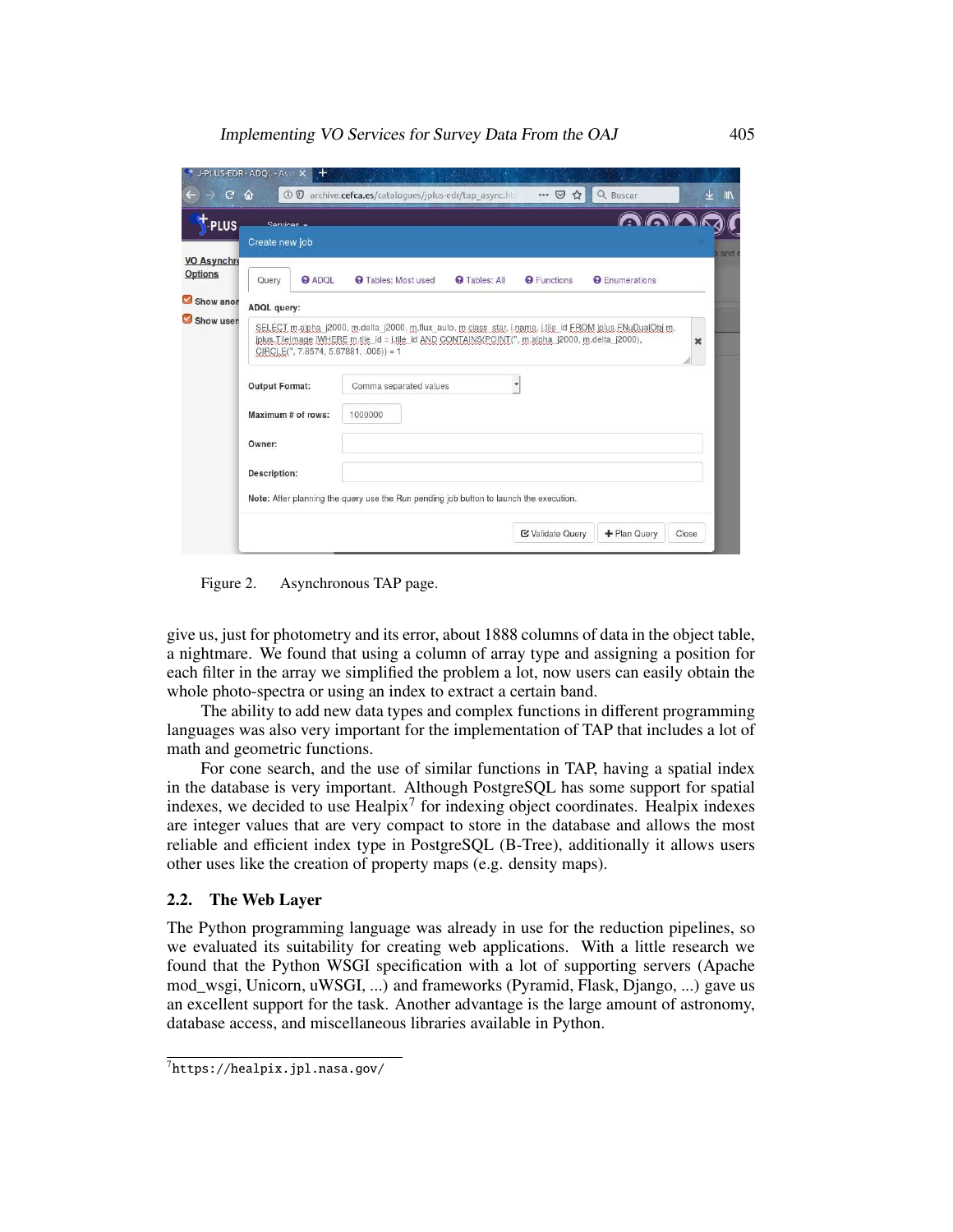Figure 2. Asynchronous TAP page.

give us, just for photometry and its error, about 1888 columns of data in the object table, a nightmare. We found that using a column of array type and assigning a position for each filter in the array we simplified the problem a lot, now users can easily obtain the whole photo-spectra or using an index to extract a certain band.

The ability to add new data types and complex functions in different programming languages was also very important for the implementation of TAP that includes a lot of math and geometric functions.

For cone search, and the use of similar functions in TAP, having a spatial index in the database is very important. Although PostgreSQL has some support for spatial indexes, we decided to use Healpix[7] for indexing object coordinates. Healpix indexes are integer values that are very compact to store in the database and allows the most reliable and efficient index type in PostgreSQL (B-Tree), additionally it allows users other uses like the creation of property maps (e.g. density maps).

## 2.2. The Web Layer

The Python programming language was already in use for the reduction pipelines, so we evaluated its suitability for creating web applications. With a little research we found that the Python WSGI specification with a lot of supporting servers (Apache mod_wsgi, Unicorn, uWSGI, ...) and frameworks (Pyramid, Flask, Django, ...) gave us an excellent support for the task. Another advantage is the large amount of astronomy, database access, and miscellaneous libraries available in Python.

---

[7] https://healpix.jpl.nasa.gov/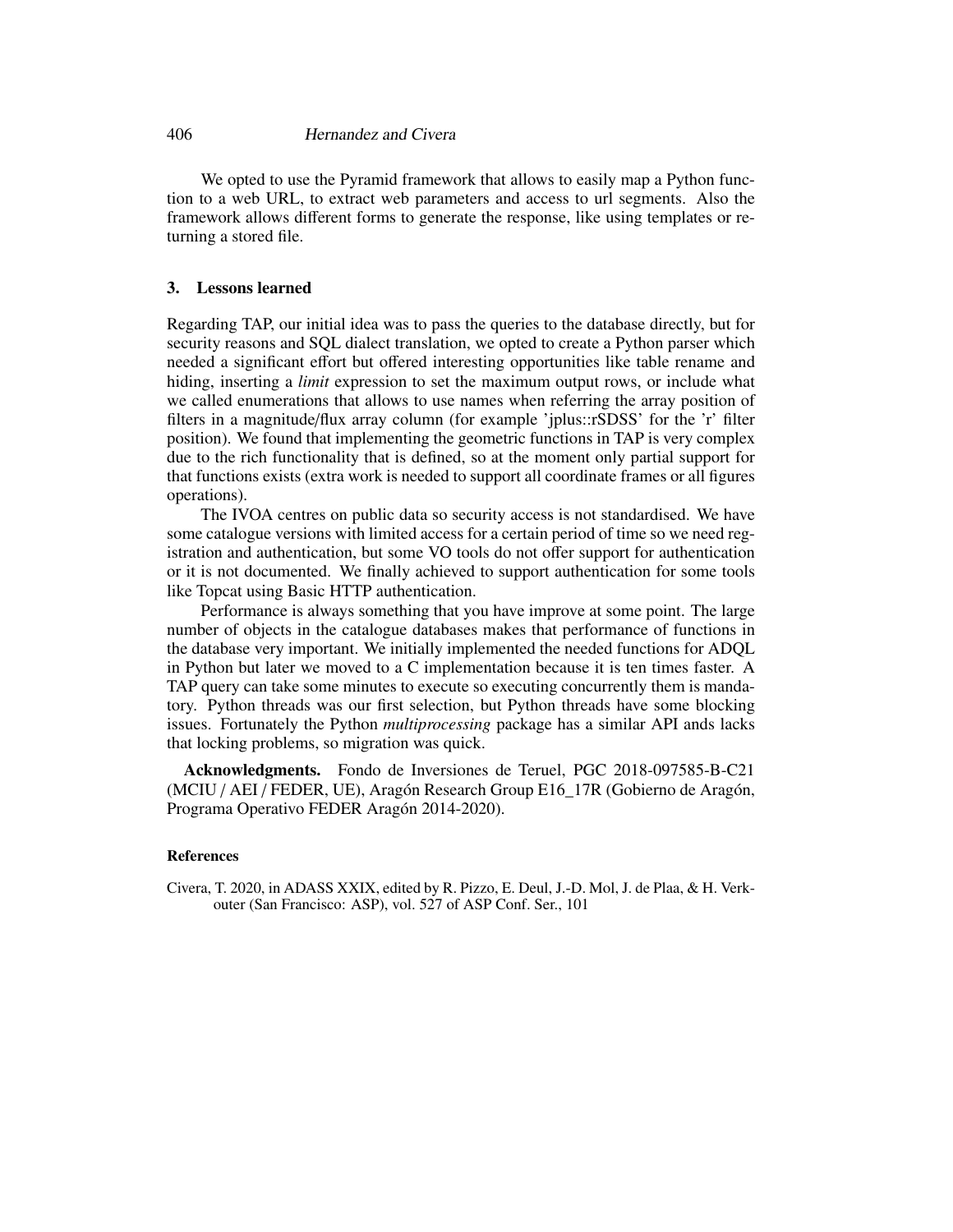We opted to use the Pyramid framework that allows to easily map a Python function to a web URL, to extract web parameters and access to url segments. Also the framework allows different forms to generate the response, like using templates or returning a stored file.

## 3. Lessons learned

Regarding TAP, our initial idea was to pass the queries to the database directly, but for security reasons and SQL dialect translation, we opted to create a Python parser which needed a significant effort but offered interesting opportunities like table rename and hiding, inserting a *limit* expression to set the maximum output rows, or include what we called enumerations that allows to use names when referring the array position of filters in a magnitude/flux array column (for example 'jplus::rSDSS' for the 'r' filter position). We found that implementing the geometric functions in TAP is very complex due to the rich functionality that is defined, so at the moment only partial support for that functions exists (extra work is needed to support all coordinate frames or all figures operations).

The IVOA centres on public data so security access is not standardised. We have some catalogue versions with limited access for a certain period of time so we need registration and authentication, but some VO tools do not offer support for authentication or it is not documented. We finally achieved to support authentication for some tools like Topcat using Basic HTTP authentication.

Performance is always something that you have improve at some point. The large number of objects in the catalogue databases makes that performance of functions in the database very important. We initially implemented the needed functions for ADQL in Python but later we moved to a C implementation because it is ten times faster. A TAP query can take some minutes to execute so executing concurrently them is mandatory. Python threads was our first selection, but Python threads have some blocking issues. Fortunately the Python *multiprocessing* package has a similar API ands lacks that locking problems, so migration was quick.

**Acknowledgments.** Fondo de Inversiones de Teruel, PGC 2018-097585-B-C21 (MCIU / AEI / FEDER, UE), Aragón Research Group E16_17R (Gobierno de Aragón, Programa Operativo FEDER Aragón 2014-2020).

### References

Civera, T. 2020, in ADASS XXIX, edited by R. Pizzo, E. Deul, J.-D. Mol, J. de Plaa, & H. Verkouter (San Francisco: ASP), vol. 527 of ASP Conf. Ser., 101